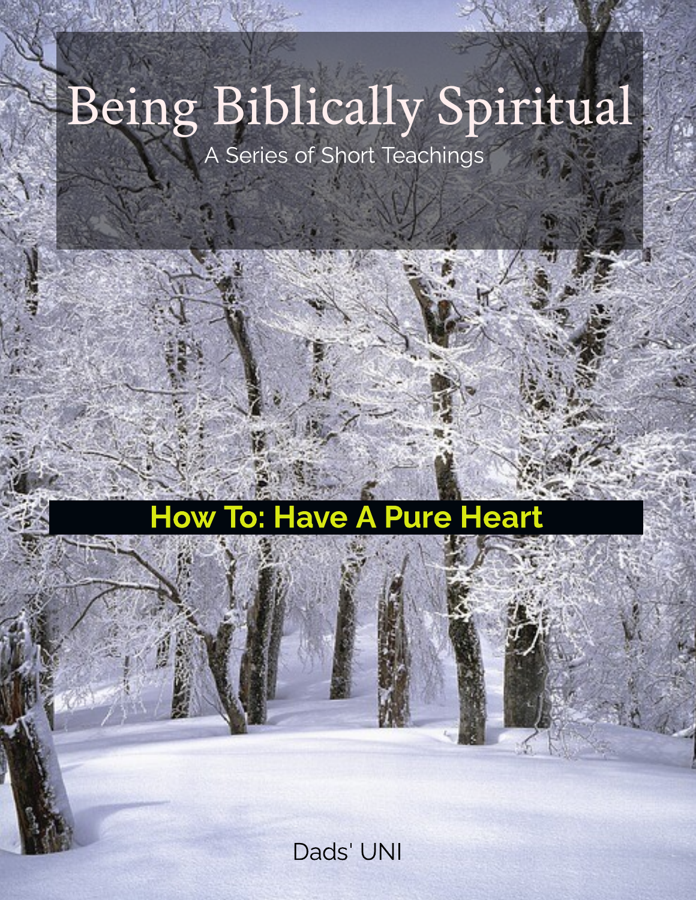# Being Biblically Spiritual

A Series of Short Teachings

## How To: Have A Pure Heart

Dads' UNI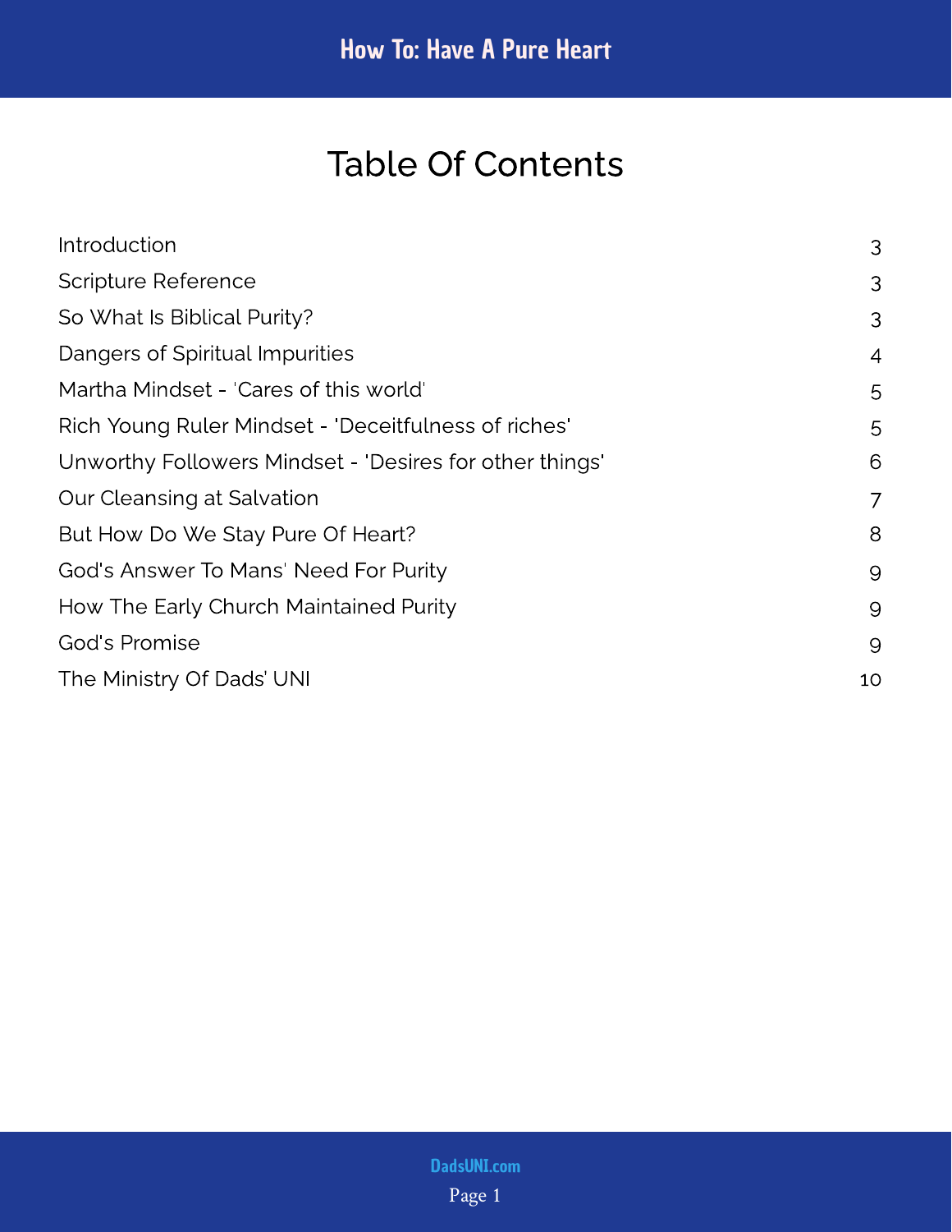# Table Of Contents

| | |
|---|---|
| Introduction | 3 |
| Scripture Reference | 3 |
| So What Is Biblical Purity? | 3 |
| Dangers of Spiritual Impurities | 4 |
| Martha Mindset - 'Cares of this world' | 5 |
| Rich Young Ruler Mindset - 'Deceitfulness of riches' | 5 |
| Unworthy Followers Mindset - 'Desires for other things' | 6 |
| Our Cleansing at Salvation | 7 |
| But How Do We Stay Pure Of Heart? | 8 |
| God's Answer To Mans' Need For Purity | 9 |
| How The Early Church Maintained Purity | 9 |
| God's Promise | 9 |
| The Ministry Of Dads' UNI | 10 |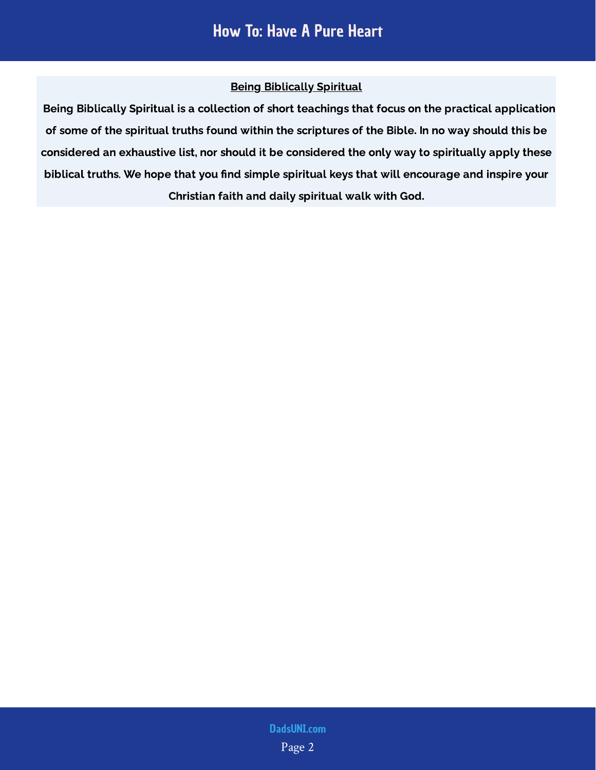## Being Biblically Spiritual

**Being Biblically Spiritual is a collection of short teachings that focus on the practical application of some of the spiritual truths found within the scriptures of the Bible. In no way should this be considered an exhaustive list, nor should it be considered the only way to spiritually apply these biblical truths. We hope that you find simple spiritual keys that will encourage and inspire your Christian faith and daily spiritual walk with God.**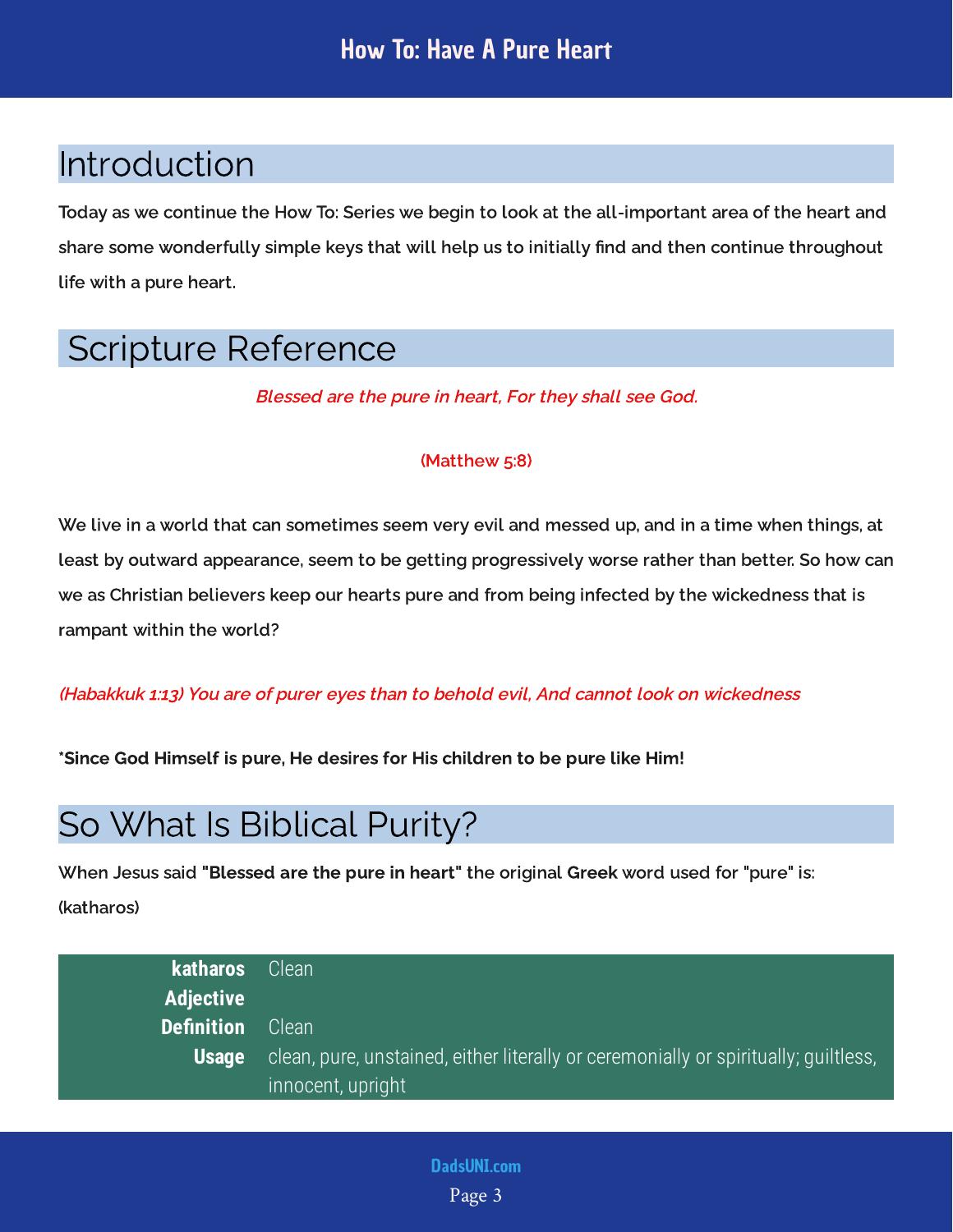## Introduction

**Today as we continue the How To: Series we begin to look at the all-important area of the heart and share some wonderfully simple keys that will help us to initially find and then continue throughout life with a pure heart.**

## Scripture Reference

*Blessed are the pure in heart, For they shall see God.*

(Matthew 5:8)

**We live in a world that can sometimes seem very evil and messed up, and in a time when things, at least by outward appearance, seem to be getting progressively worse rather than better. So how can we as Christian believers keep our hearts pure and from being infected by the wickedness that is rampant within the world?**

*(Habakkuk 1:13) You are of purer eyes than to behold evil, And cannot look on wickedness*

**\*Since God Himself is pure, He desires for His children to be pure like Him!**

## So What Is Biblical Purity?

**When Jesus said "Blessed are the pure in heart" the original Greek word used for "pure" is: (katharos)**

| | |
|---|---|
| **katharos** | Clean |
| **Adjective** | |
| **Definition** | Clean |
| **Usage** | clean, pure, unstained, either literally or ceremonially or spiritually; guiltless, innocent, upright |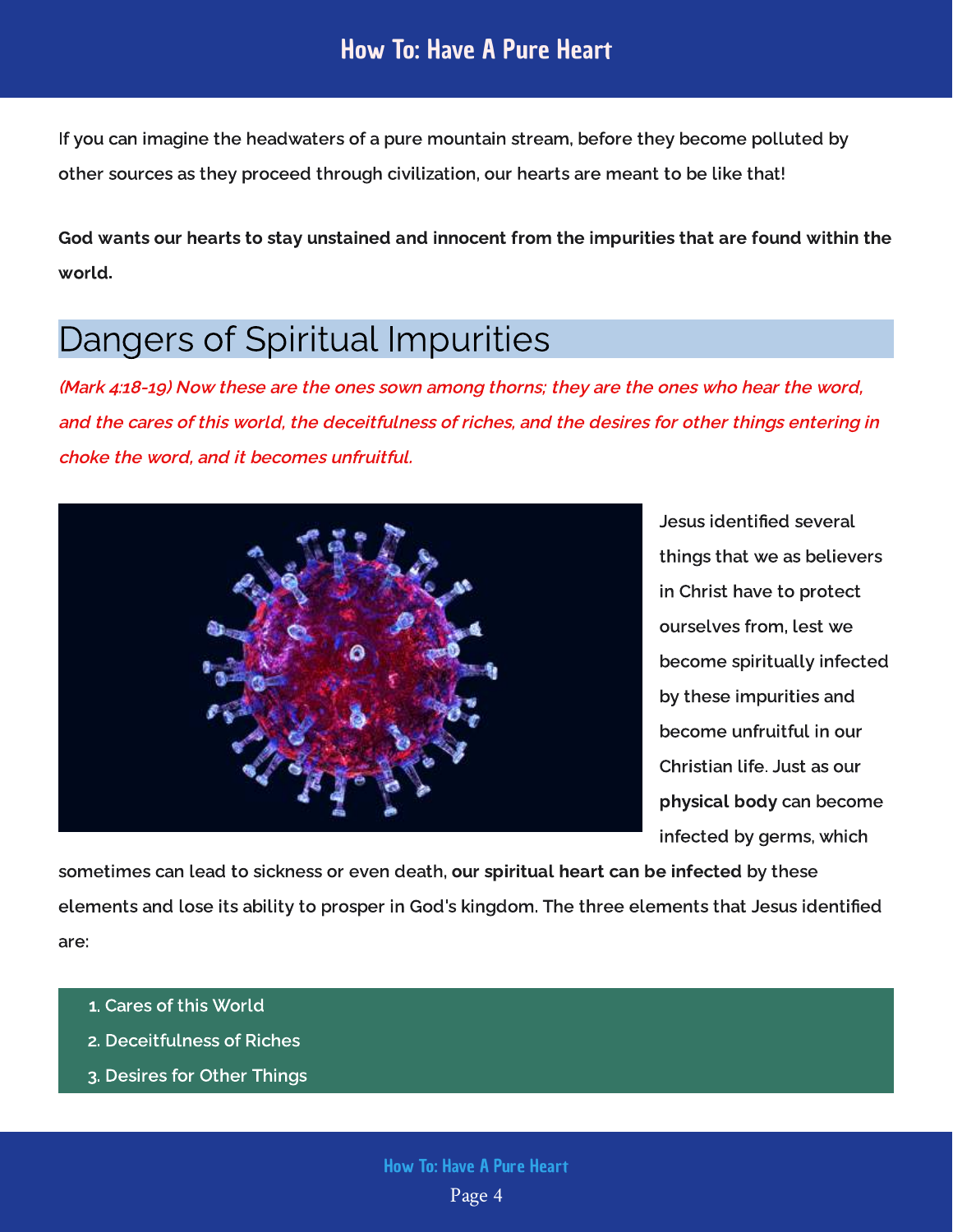If you can imagine the headwaters of a pure mountain stream, before they become polluted by other sources as they proceed through civilization, our hearts are meant to be like that!

**God wants our hearts to stay unstained and innocent from the impurities that are found within the world.**

## Dangers of Spiritual Impurities

*(Mark 4:18-19) Now these are the ones sown among thorns; they are the ones who hear the word, and the cares of this world, the deceitfulness of riches, and the desires for other things entering in choke the word, and it becomes unfruitful.*

Jesus identified several things that we as believers in Christ have to protect ourselves from, lest we become spiritually infected by these impurities and become unfruitful in our Christian life. Just as our **physical body** can become infected by germs, which sometimes can lead to sickness or even death, **our spiritual heart can be infected** by these elements and lose its ability to prosper in God's kingdom. The three elements that Jesus identified are:

1. Cares of this World
2. Deceitfulness of Riches
3. Desires for Other Things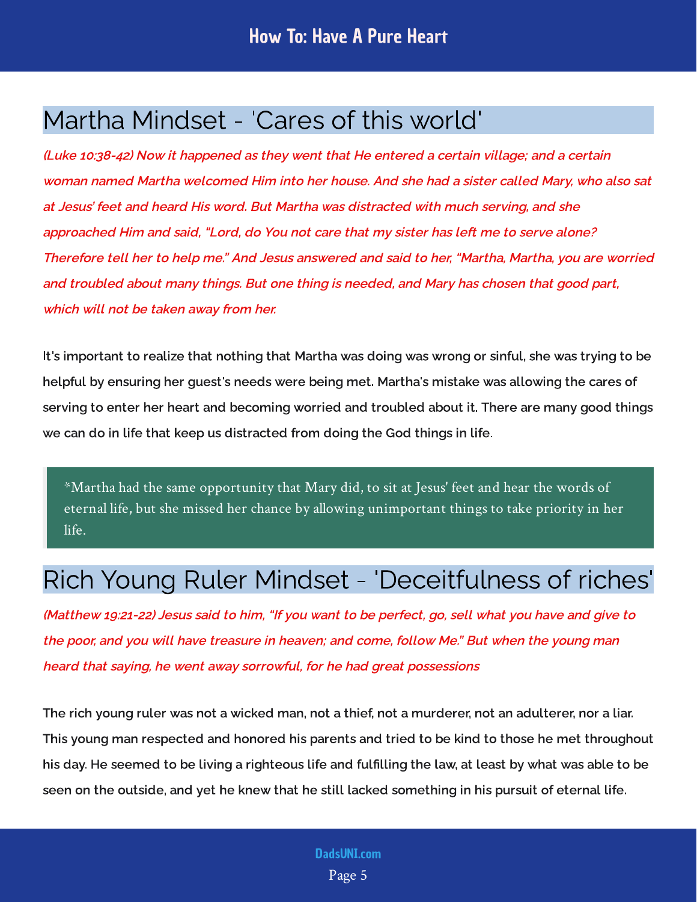## Martha Mindset - 'Cares of this world'

***(Luke 10:38-42) Now it happened as they went that He entered a certain village; and a certain woman named Martha welcomed Him into her house. And she had a sister called Mary, who also sat at Jesus' feet and heard His word. But Martha was distracted with much serving, and she approached Him and said, "Lord, do You not care that my sister has left me to serve alone? Therefore tell her to help me." And Jesus answered and said to her, "Martha, Martha, you are worried and troubled about many things. But one thing is needed, and Mary has chosen that good part, which will not be taken away from her.***

It's important to realize that nothing that Martha was doing was wrong or sinful, she was trying to be helpful by ensuring her guest's needs were being met. Martha's mistake was allowing the cares of serving to enter her heart and becoming worried and troubled about it. There are many good things we can do in life that keep us distracted from doing the God things in life.

> *Martha had the same opportunity that Mary did, to sit at Jesus' feet and hear the words of eternal life, but she missed her chance by allowing unimportant things to take priority in her life.

## Rich Young Ruler Mindset - 'Deceitfulness of riches'

***(Matthew 19:21-22) Jesus said to him, "If you want to be perfect, go, sell what you have and give to the poor, and you will have treasure in heaven; and come, follow Me." But when the young man heard that saying, he went away sorrowful, for he had great possessions***

The rich young ruler was not a wicked man, not a thief, not a murderer, not an adulterer, nor a liar. This young man respected and honored his parents and tried to be kind to those he met throughout his day. He seemed to be living a righteous life and fulfilling the law, at least by what was able to be seen on the outside, and yet he knew that he still lacked something in his pursuit of eternal life.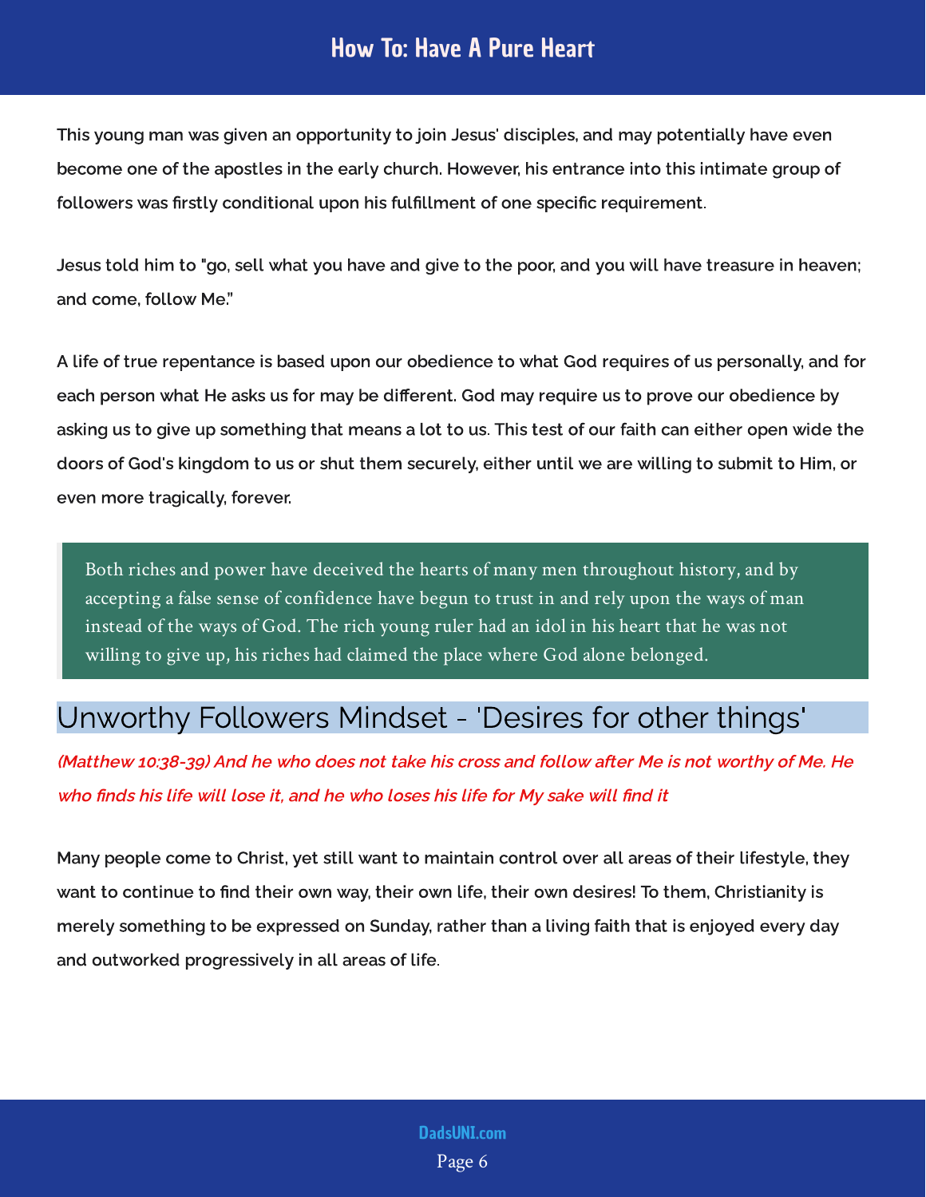This young man was given an opportunity to join Jesus' disciples, and may potentially have even become one of the apostles in the early church. However, his entrance into this intimate group of followers was firstly conditional upon his fulfillment of one specific requirement.

Jesus told him to "go, sell what you have and give to the poor, and you will have treasure in heaven; and come, follow Me."

A life of true repentance is based upon our obedience to what God requires of us personally, and for each person what He asks us for may be different. God may require us to prove our obedience by asking us to give up something that means a lot to us. This test of our faith can either open wide the doors of God's kingdom to us or shut them securely, either until we are willing to submit to Him, or even more tragically, forever.

> Both riches and power have deceived the hearts of many men throughout history, and by accepting a false sense of confidence have begun to trust in and rely upon the ways of man instead of the ways of God. The rich young ruler had an idol in his heart that he was not willing to give up, his riches had claimed the place where God alone belonged.

## Unworthy Followers Mindset - 'Desires for other things'

*(Matthew 10:38-39) And he who does not take his cross and follow after Me is not worthy of Me. He who finds his life will lose it, and he who loses his life for My sake will find it*

Many people come to Christ, yet still want to maintain control over all areas of their lifestyle, they want to continue to find their own way, their own life, their own desires! To them, Christianity is merely something to be expressed on Sunday, rather than a living faith that is enjoyed every day and outworked progressively in all areas of life.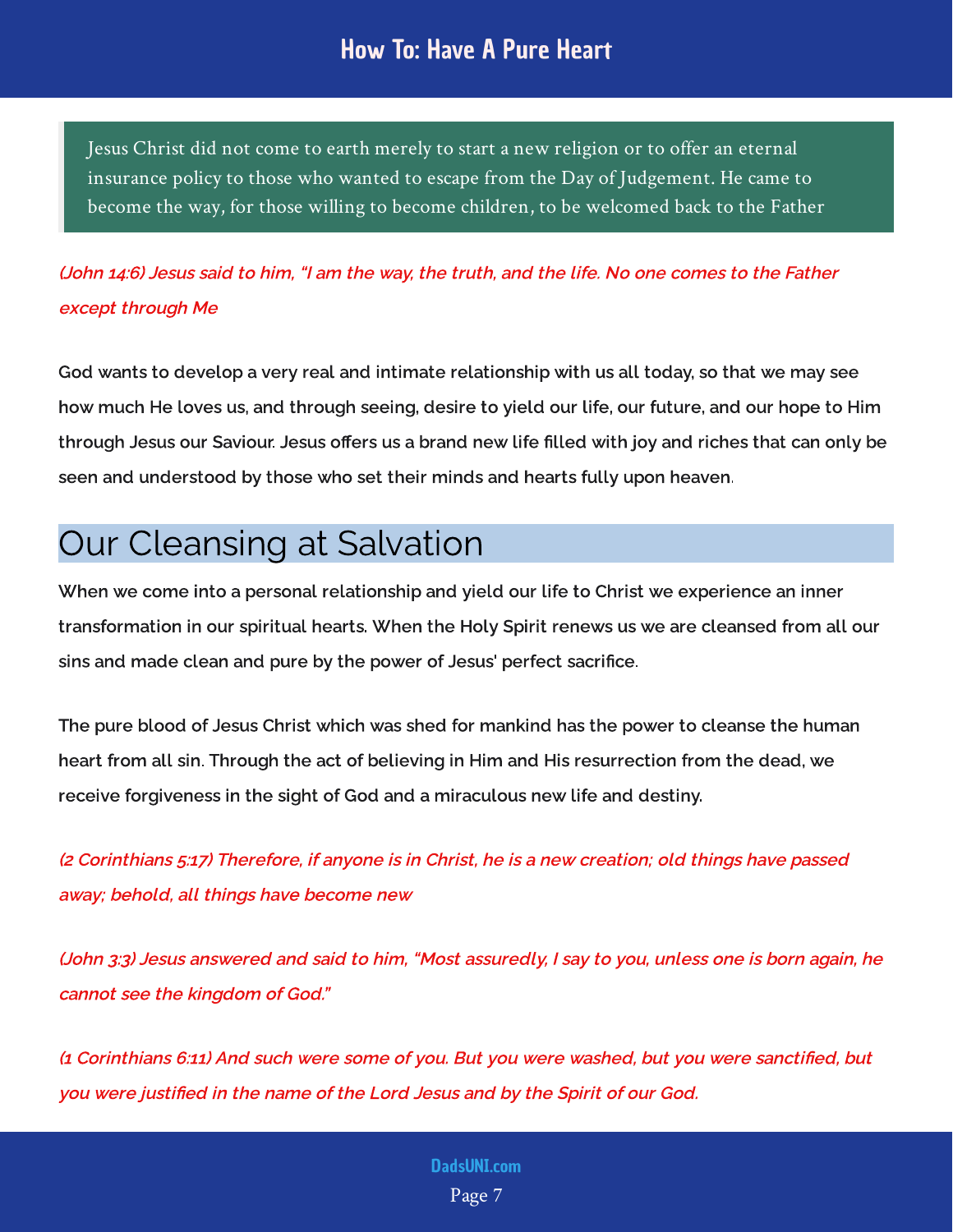> Jesus Christ did not come to earth merely to start a new religion or to offer an eternal insurance policy to those who wanted to escape from the Day of Judgement. He came to become the way, for those willing to become children, to be welcomed back to the Father

*(John 14:6) Jesus said to him, "I am the way, the truth, and the life. No one comes to the Father except through Me*

**God wants to develop a very real and intimate relationship with us all today, so that we may see how much He loves us, and through seeing, desire to yield our life, our future, and our hope to Him through Jesus our Saviour. Jesus offers us a brand new life filled with joy and riches that can only be seen and understood by those who set their minds and hearts fully upon heaven.**

## Our Cleansing at Salvation

**When we come into a personal relationship and yield our life to Christ we experience an inner transformation in our spiritual hearts. When the Holy Spirit renews us we are cleansed from all our sins and made clean and pure by the power of Jesus' perfect sacrifice.**

**The pure blood of Jesus Christ which was shed for mankind has the power to cleanse the human heart from all sin. Through the act of believing in Him and His resurrection from the dead, we receive forgiveness in the sight of God and a miraculous new life and destiny.**

*(2 Corinthians 5:17) Therefore, if anyone is in Christ, he is a new creation; old things have passed away; behold, all things have become new*

*(John 3:3) Jesus answered and said to him, "Most assuredly, I say to you, unless one is born again, he cannot see the kingdom of God."*

*(1 Corinthians 6:11) And such were some of you. But you were washed, but you were sanctified, but you were justified in the name of the Lord Jesus and by the Spirit of our God.*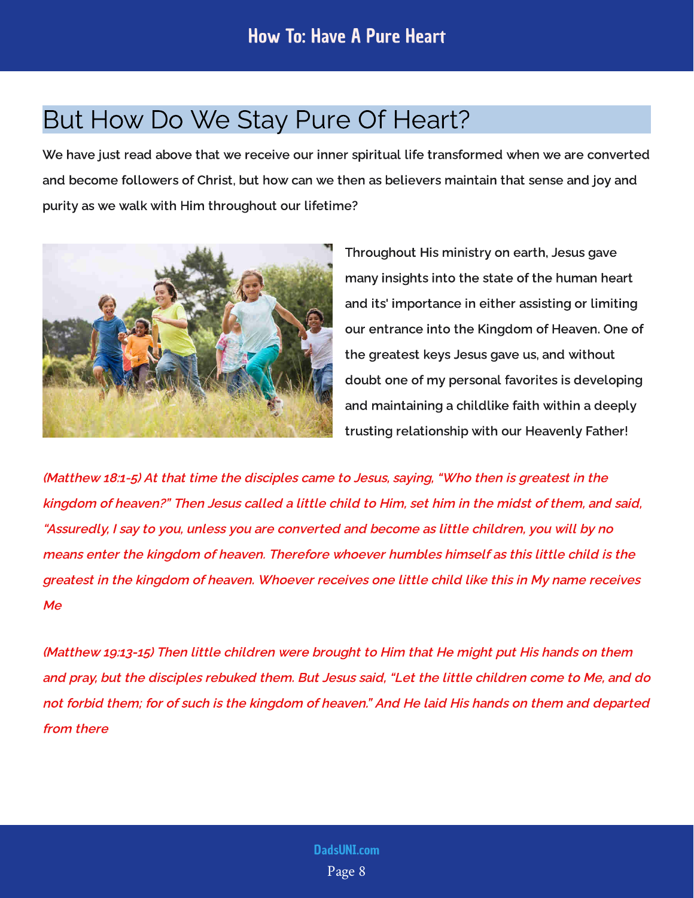## But How Do We Stay Pure Of Heart?

**We have just read above that we receive our inner spiritual life transformed when we are converted and become followers of Christ, but how can we then as believers maintain that sense and joy and purity as we walk with Him throughout our lifetime?**

Throughout His ministry on earth, Jesus gave many insights into the state of the human heart and its' importance in either assisting or limiting our entrance into the Kingdom of Heaven. One of the greatest keys Jesus gave us, and without doubt one of my personal favorites is developing and maintaining a childlike faith within a deeply trusting relationship with our Heavenly Father!

*(Matthew 18:1-5) At that time the disciples came to Jesus, saying, "Who then is greatest in the kingdom of heaven?" Then Jesus called a little child to Him, set him in the midst of them, and said, "Assuredly, I say to you, unless you are converted and become as little children, you will by no means enter the kingdom of heaven. Therefore whoever humbles himself as this little child is the greatest in the kingdom of heaven. Whoever receives one little child like this in My name receives Me*

*(Matthew 19:13-15) Then little children were brought to Him that He might put His hands on them and pray, but the disciples rebuked them. But Jesus said, "Let the little children come to Me, and do not forbid them; for of such is the kingdom of heaven." And He laid His hands on them and departed from there*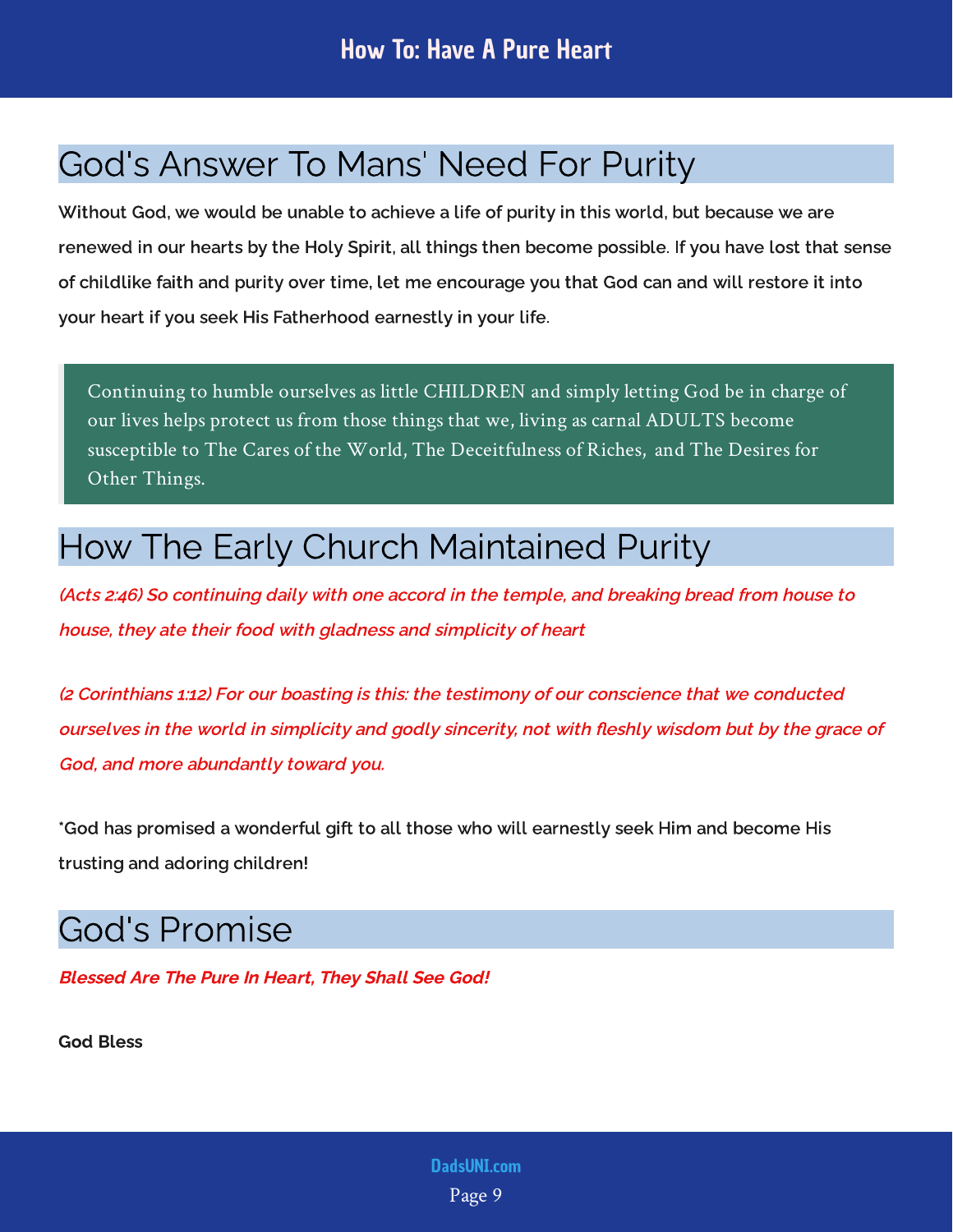## God's Answer To Mans' Need For Purity

**Without God, we would be unable to achieve a life of purity in this world, but because we are renewed in our hearts by the Holy Spirit, all things then become possible. If you have lost that sense of childlike faith and purity over time, let me encourage you that God can and will restore it into your heart if you seek His Fatherhood earnestly in your life.**

> Continuing to humble ourselves as little CHILDREN and simply letting God be in charge of our lives helps protect us from those things that we, living as carnal ADULTS become susceptible to The Cares of the World, The Deceitfulness of Riches, and The Desires for Other Things.

## How The Early Church Maintained Purity

***(Acts 2:46) So continuing daily with one accord in the temple, and breaking bread from house to house, they ate their food with gladness and simplicity of heart***

***(2 Corinthians 1:12) For our boasting is this: the testimony of our conscience that we conducted ourselves in the world in simplicity and godly sincerity, not with fleshly wisdom but by the grace of God, and more abundantly toward you.***

**\*God has promised a wonderful gift to all those who will earnestly seek Him and become His trusting and adoring children!**

## God's Promise

***Blessed Are The Pure In Heart, They Shall See God!***

**God Bless**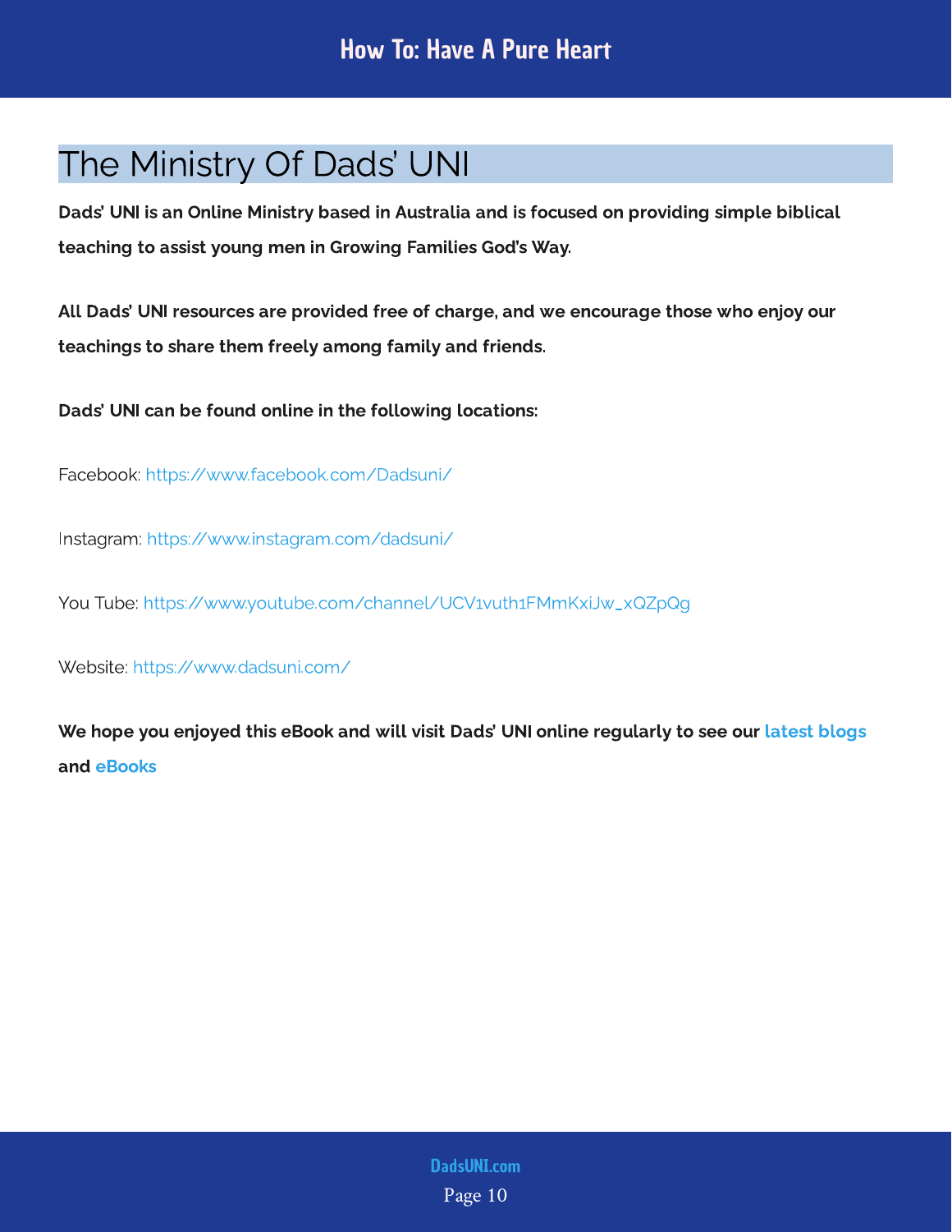# The Ministry Of Dads' UNI

**Dads' UNI is an Online Ministry based in Australia and is focused on providing simple biblical teaching to assist young men in Growing Families God's Way.**

**All Dads' UNI resources are provided free of charge, and we encourage those who enjoy our teachings to share them freely among family and friends.**

**Dads' UNI can be found online in the following locations:**

Facebook: https://www.facebook.com/Dadsuni/

Instagram: https://www.instagram.com/dadsuni/

You Tube: https://www.youtube.com/channel/UCV1vuth1FMmKxiJw_xQZpQg

Website: https://www.dadsuni.com/

**We hope you enjoyed this eBook and will visit Dads' UNI online regularly to see our latest blogs and eBooks**